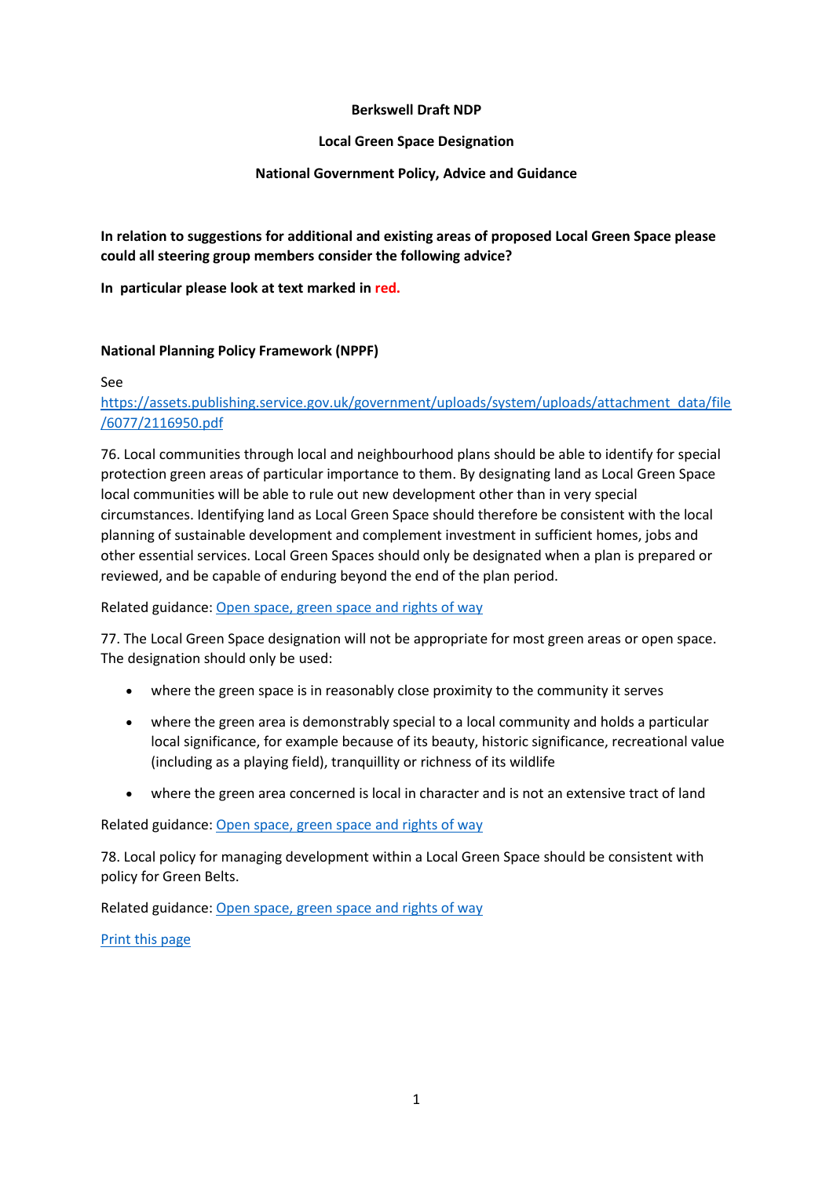**Berkswell Draft NDP**

**Local Green Space Designation**

**National Government Policy, Advice and Guidance**

**In relation to suggestions for additional and existing areas of proposed Local Green Space please could all steering group members consider the following advice?**

**In particular please look at text marked in red.**

**National Planning Policy Framework (NPPF)**

See
[https://assets.publishing.service.gov.uk/government/uploads/system/uploads/attachment_data/file/6077/2116950.pdf](https://assets.publishing.service.gov.uk/government/uploads/system/uploads/attachment_data/file/6077/2116950.pdf)

76. Local communities through local and neighbourhood plans should be able to identify for special protection green areas of particular importance to them. By designating land as Local Green Space local communities will be able to rule out new development other than in very special circumstances. Identifying land as Local Green Space should therefore be consistent with the local planning of sustainable development and complement investment in sufficient homes, jobs and other essential services. Local Green Spaces should only be designated when a plan is prepared or reviewed, and be capable of enduring beyond the end of the plan period.

Related guidance: Open space, green space and rights of way

77. The Local Green Space designation will not be appropriate for most green areas or open space. The designation should only be used:

- where the green space is in reasonably close proximity to the community it serves
- where the green area is demonstrably special to a local community and holds a particular local significance, for example because of its beauty, historic significance, recreational value (including as a playing field), tranquillity or richness of its wildlife
- where the green area concerned is local in character and is not an extensive tract of land

Related guidance: Open space, green space and rights of way

78. Local policy for managing development within a Local Green Space should be consistent with policy for Green Belts.

Related guidance: Open space, green space and rights of way

Print this page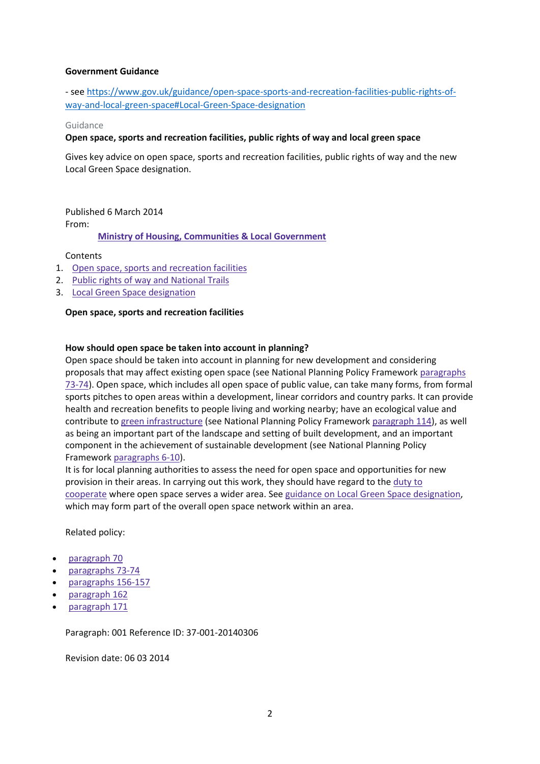**Government Guidance**

- see https://www.gov.uk/guidance/open-space-sports-and-recreation-facilities-public-rights-of-way-and-local-green-space#Local-Green-Space-designation

Guidance

**Open space, sports and recreation facilities, public rights of way and local green space**

Gives key advice on open space, sports and recreation facilities, public rights of way and the new Local Green Space designation.

Published 6 March 2014

From:

**Ministry of Housing, Communities & Local Government**

Contents

1. Open space, sports and recreation facilities
2. Public rights of way and National Trails
3. Local Green Space designation

**Open space, sports and recreation facilities**

**How should open space be taken into account in planning?**

Open space should be taken into account in planning for new development and considering proposals that may affect existing open space (see National Planning Policy Framework paragraphs 73-74). Open space, which includes all open space of public value, can take many forms, from formal sports pitches to open areas within a development, linear corridors and country parks. It can provide health and recreation benefits to people living and working nearby; have an ecological value and contribute to green infrastructure (see National Planning Policy Framework paragraph 114), as well as being an important part of the landscape and setting of built development, and an important component in the achievement of sustainable development (see National Planning Policy Framework paragraphs 6-10).

It is for local planning authorities to assess the need for open space and opportunities for new provision in their areas. In carrying out this work, they should have regard to the duty to cooperate where open space serves a wider area. See guidance on Local Green Space designation, which may form part of the overall open space network within an area.

Related policy:

- paragraph 70
- paragraphs 73-74
- paragraphs 156-157
- paragraph 162
- paragraph 171

Paragraph: 001 Reference ID: 37-001-20140306

Revision date: 06 03 2014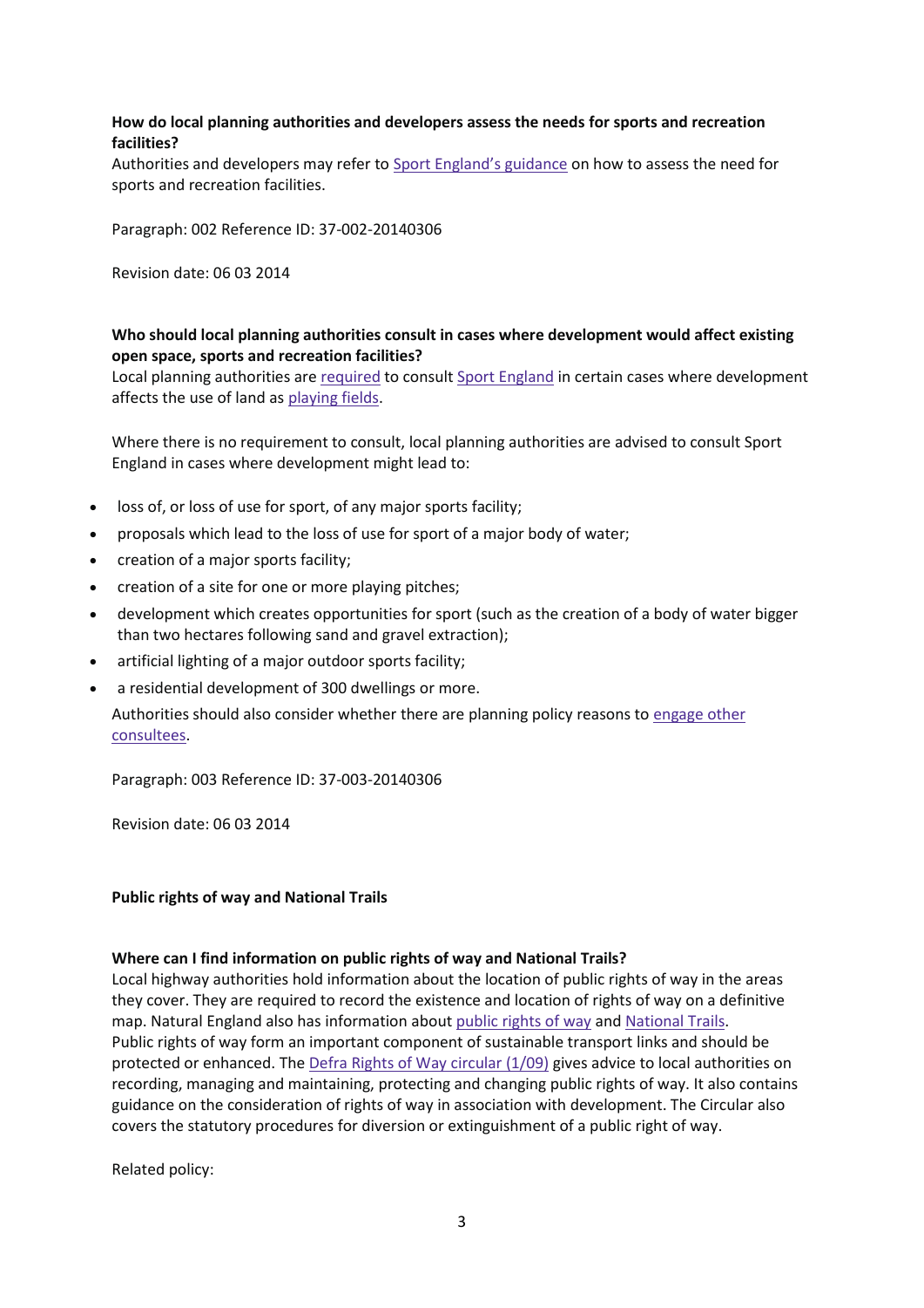**How do local planning authorities and developers assess the needs for sports and recreation facilities?**

Authorities and developers may refer to Sport England's guidance on how to assess the need for sports and recreation facilities.

Paragraph: 002 Reference ID: 37-002-20140306

Revision date: 06 03 2014

**Who should local planning authorities consult in cases where development would affect existing open space, sports and recreation facilities?**

Local planning authorities are required to consult Sport England in certain cases where development affects the use of land as playing fields.

Where there is no requirement to consult, local planning authorities are advised to consult Sport England in cases where development might lead to:

- loss of, or loss of use for sport, of any major sports facility;
- proposals which lead to the loss of use for sport of a major body of water;
- creation of a major sports facility;
- creation of a site for one or more playing pitches;
- development which creates opportunities for sport (such as the creation of a body of water bigger than two hectares following sand and gravel extraction);
- artificial lighting of a major outdoor sports facility;
- a residential development of 300 dwellings or more.

Authorities should also consider whether there are planning policy reasons to engage other consultees.

Paragraph: 003 Reference ID: 37-003-20140306

Revision date: 06 03 2014

**Public rights of way and National Trails**

**Where can I find information on public rights of way and National Trails?**

Local highway authorities hold information about the location of public rights of way in the areas they cover. They are required to record the existence and location of rights of way on a definitive map. Natural England also has information about public rights of way and National Trails. Public rights of way form an important component of sustainable transport links and should be protected or enhanced. The Defra Rights of Way circular (1/09) gives advice to local authorities on recording, managing and maintaining, protecting and changing public rights of way. It also contains guidance on the consideration of rights of way in association with development. The Circular also covers the statutory procedures for diversion or extinguishment of a public right of way.

Related policy: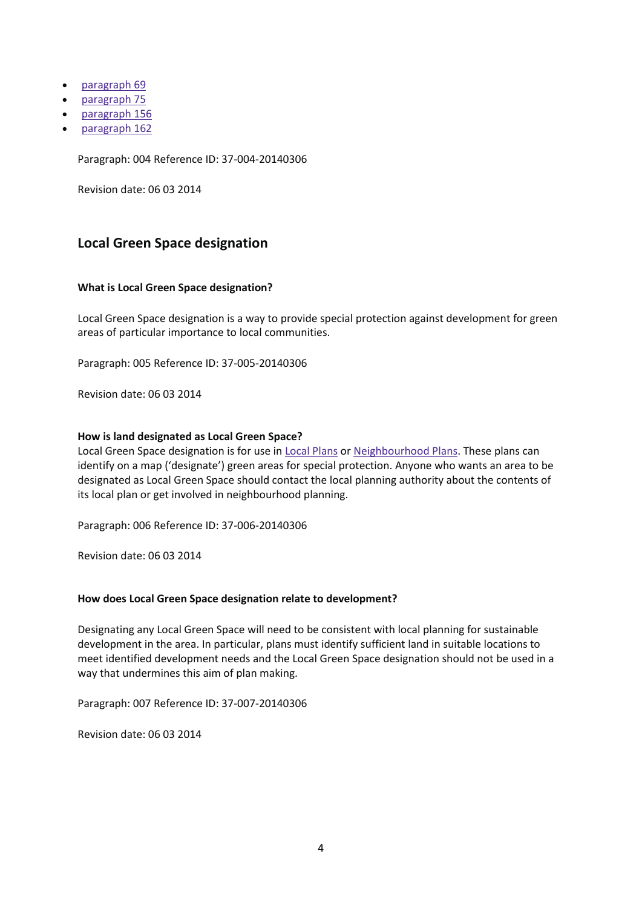- paragraph 69
- paragraph 75
- paragraph 156
- paragraph 162

Paragraph: 004 Reference ID: 37-004-20140306

Revision date: 06 03 2014

## Local Green Space designation

### What is Local Green Space designation?

Local Green Space designation is a way to provide special protection against development for green areas of particular importance to local communities.

Paragraph: 005 Reference ID: 37-005-20140306

Revision date: 06 03 2014

### How is land designated as Local Green Space?

Local Green Space designation is for use in Local Plans or Neighbourhood Plans. These plans can identify on a map ('designate') green areas for special protection. Anyone who wants an area to be designated as Local Green Space should contact the local planning authority about the contents of its local plan or get involved in neighbourhood planning.

Paragraph: 006 Reference ID: 37-006-20140306

Revision date: 06 03 2014

### How does Local Green Space designation relate to development?

Designating any Local Green Space will need to be consistent with local planning for sustainable development in the area. In particular, plans must identify sufficient land in suitable locations to meet identified development needs and the Local Green Space designation should not be used in a way that undermines this aim of plan making.

Paragraph: 007 Reference ID: 37-007-20140306

Revision date: 06 03 2014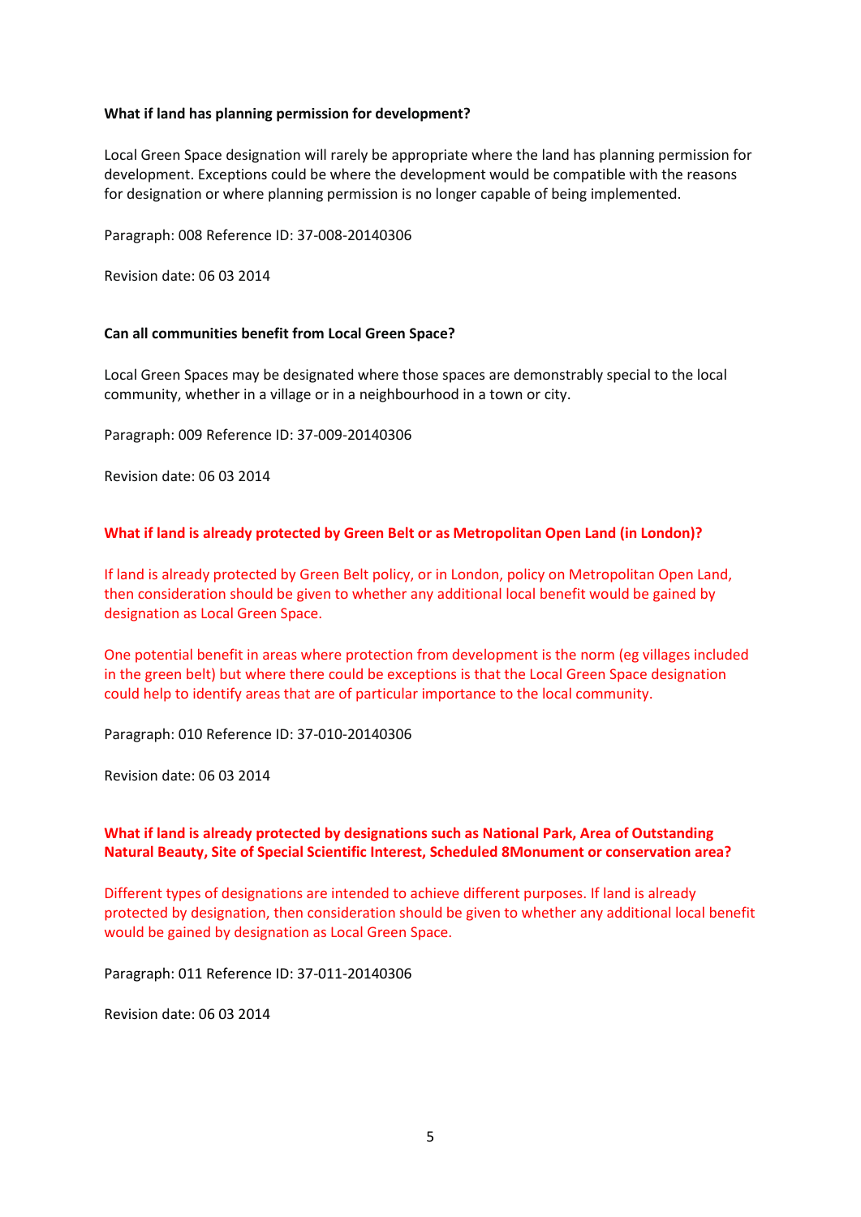**What if land has planning permission for development?**

Local Green Space designation will rarely be appropriate where the land has planning permission for development. Exceptions could be where the development would be compatible with the reasons for designation or where planning permission is no longer capable of being implemented.

Paragraph: 008 Reference ID: 37-008-20140306

Revision date: 06 03 2014

**Can all communities benefit from Local Green Space?**

Local Green Spaces may be designated where those spaces are demonstrably special to the local community, whether in a village or in a neighbourhood in a town or city.

Paragraph: 009 Reference ID: 37-009-20140306

Revision date: 06 03 2014

**What if land is already protected by Green Belt or as Metropolitan Open Land (in London)?**

If land is already protected by Green Belt policy, or in London, policy on Metropolitan Open Land, then consideration should be given to whether any additional local benefit would be gained by designation as Local Green Space.

One potential benefit in areas where protection from development is the norm (eg villages included in the green belt) but where there could be exceptions is that the Local Green Space designation could help to identify areas that are of particular importance to the local community.

Paragraph: 010 Reference ID: 37-010-20140306

Revision date: 06 03 2014

**What if land is already protected by designations such as National Park, Area of Outstanding Natural Beauty, Site of Special Scientific Interest, Scheduled 8Monument or conservation area?**

Different types of designations are intended to achieve different purposes. If land is already protected by designation, then consideration should be given to whether any additional local benefit would be gained by designation as Local Green Space.

Paragraph: 011 Reference ID: 37-011-20140306

Revision date: 06 03 2014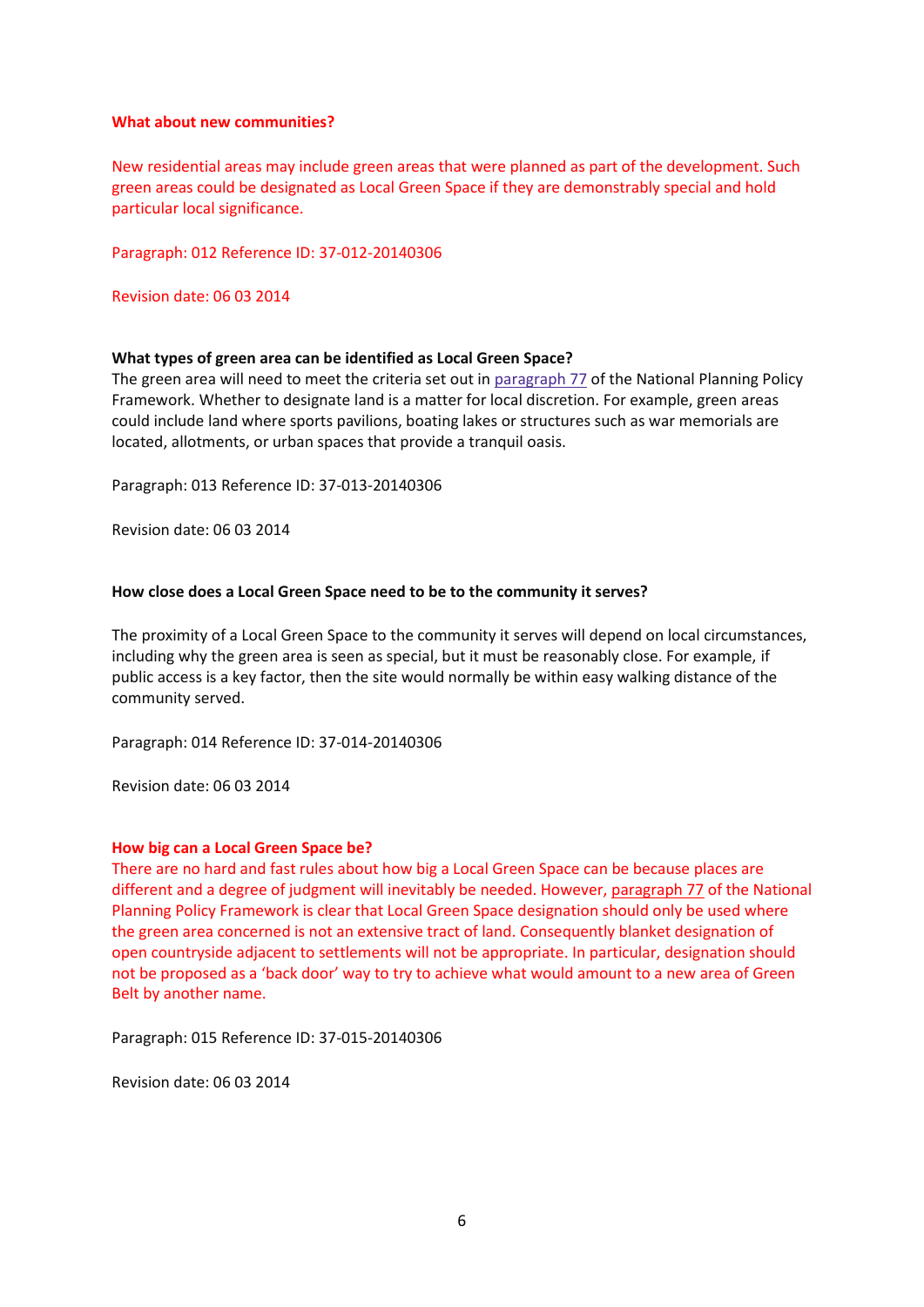**What about new communities?**

New residential areas may include green areas that were planned as part of the development. Such green areas could be designated as Local Green Space if they are demonstrably special and hold particular local significance.

Paragraph: 012 Reference ID: 37-012-20140306

Revision date: 06 03 2014

**What types of green area can be identified as Local Green Space?**

The green area will need to meet the criteria set out in paragraph 77 of the National Planning Policy Framework. Whether to designate land is a matter for local discretion. For example, green areas could include land where sports pavilions, boating lakes or structures such as war memorials are located, allotments, or urban spaces that provide a tranquil oasis.

Paragraph: 013 Reference ID: 37-013-20140306

Revision date: 06 03 2014

**How close does a Local Green Space need to be to the community it serves?**

The proximity of a Local Green Space to the community it serves will depend on local circumstances, including why the green area is seen as special, but it must be reasonably close. For example, if public access is a key factor, then the site would normally be within easy walking distance of the community served.

Paragraph: 014 Reference ID: 37-014-20140306

Revision date: 06 03 2014

**How big can a Local Green Space be?**

There are no hard and fast rules about how big a Local Green Space can be because places are different and a degree of judgment will inevitably be needed. However, paragraph 77 of the National Planning Policy Framework is clear that Local Green Space designation should only be used where the green area concerned is not an extensive tract of land. Consequently blanket designation of open countryside adjacent to settlements will not be appropriate. In particular, designation should not be proposed as a 'back door' way to try to achieve what would amount to a new area of Green Belt by another name.

Paragraph: 015 Reference ID: 37-015-20140306

Revision date: 06 03 2014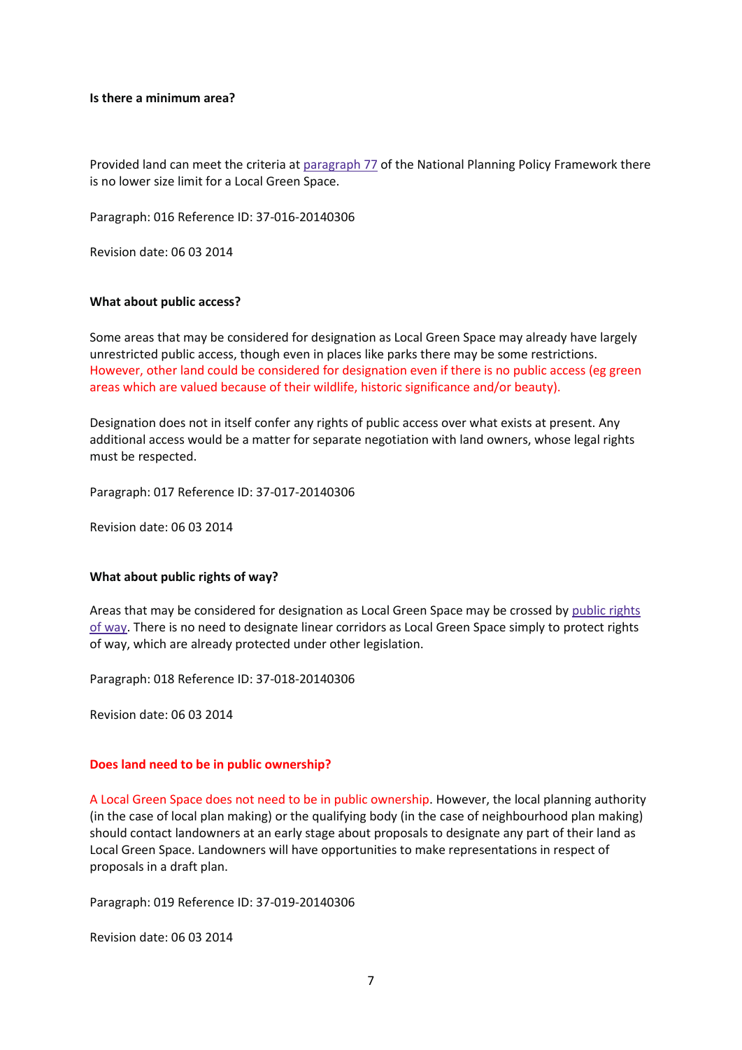**Is there a minimum area?**

Provided land can meet the criteria at paragraph 77 of the National Planning Policy Framework there is no lower size limit for a Local Green Space.

Paragraph: 016 Reference ID: 37-016-20140306

Revision date: 06 03 2014

**What about public access?**

Some areas that may be considered for designation as Local Green Space may already have largely unrestricted public access, though even in places like parks there may be some restrictions. However, other land could be considered for designation even if there is no public access (eg green areas which are valued because of their wildlife, historic significance and/or beauty).

Designation does not in itself confer any rights of public access over what exists at present. Any additional access would be a matter for separate negotiation with land owners, whose legal rights must be respected.

Paragraph: 017 Reference ID: 37-017-20140306

Revision date: 06 03 2014

**What about public rights of way?**

Areas that may be considered for designation as Local Green Space may be crossed by public rights of way. There is no need to designate linear corridors as Local Green Space simply to protect rights of way, which are already protected under other legislation.

Paragraph: 018 Reference ID: 37-018-20140306

Revision date: 06 03 2014

**Does land need to be in public ownership?**

A Local Green Space does not need to be in public ownership. However, the local planning authority (in the case of local plan making) or the qualifying body (in the case of neighbourhood plan making) should contact landowners at an early stage about proposals to designate any part of their land as Local Green Space. Landowners will have opportunities to make representations in respect of proposals in a draft plan.

Paragraph: 019 Reference ID: 37-019-20140306

Revision date: 06 03 2014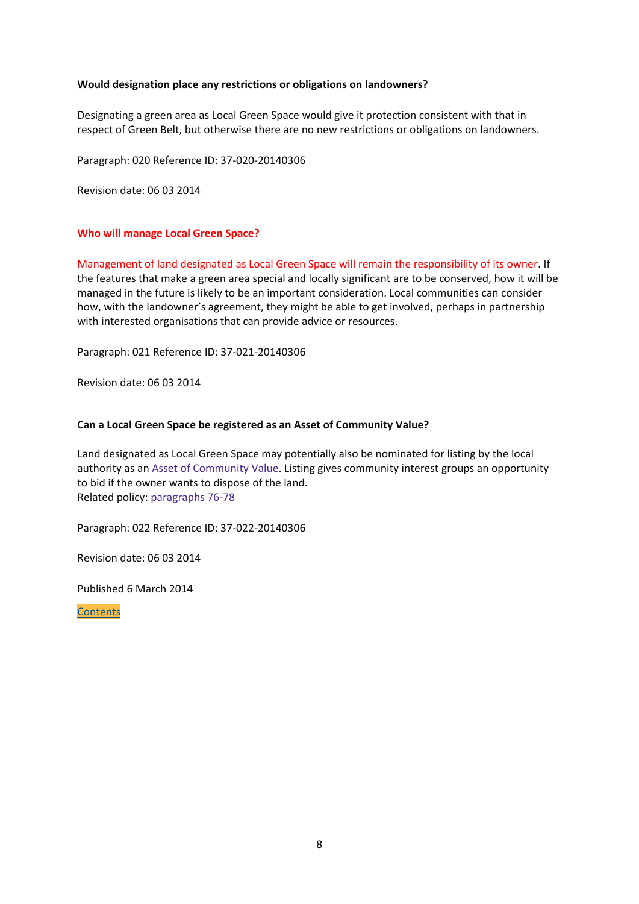**Would designation place any restrictions or obligations on landowners?**

Designating a green area as Local Green Space would give it protection consistent with that in respect of Green Belt, but otherwise there are no new restrictions or obligations on landowners.

Paragraph: 020 Reference ID: 37-020-20140306

Revision date: 06 03 2014

**Who will manage Local Green Space?**

Management of land designated as Local Green Space will remain the responsibility of its owner. If the features that make a green area special and locally significant are to be conserved, how it will be managed in the future is likely to be an important consideration. Local communities can consider how, with the landowner's agreement, they might be able to get involved, perhaps in partnership with interested organisations that can provide advice or resources.

Paragraph: 021 Reference ID: 37-021-20140306

Revision date: 06 03 2014

**Can a Local Green Space be registered as an Asset of Community Value?**

Land designated as Local Green Space may potentially also be nominated for listing by the local authority as an Asset of Community Value. Listing gives community interest groups an opportunity to bid if the owner wants to dispose of the land.
Related policy: paragraphs 76-78

Paragraph: 022 Reference ID: 37-022-20140306

Revision date: 06 03 2014

Published 6 March 2014

Contents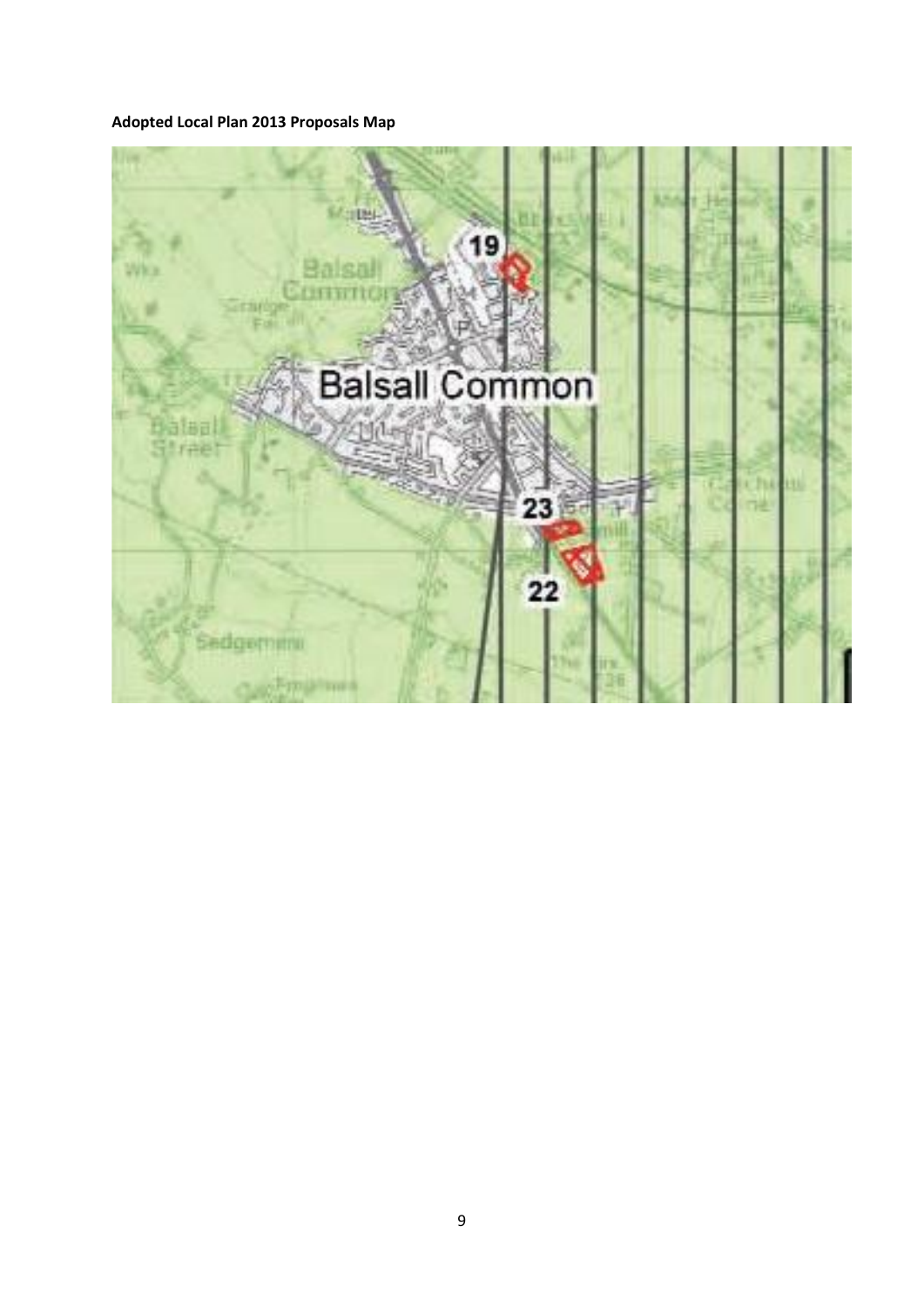**Adopted Local Plan 2013 Proposals Map**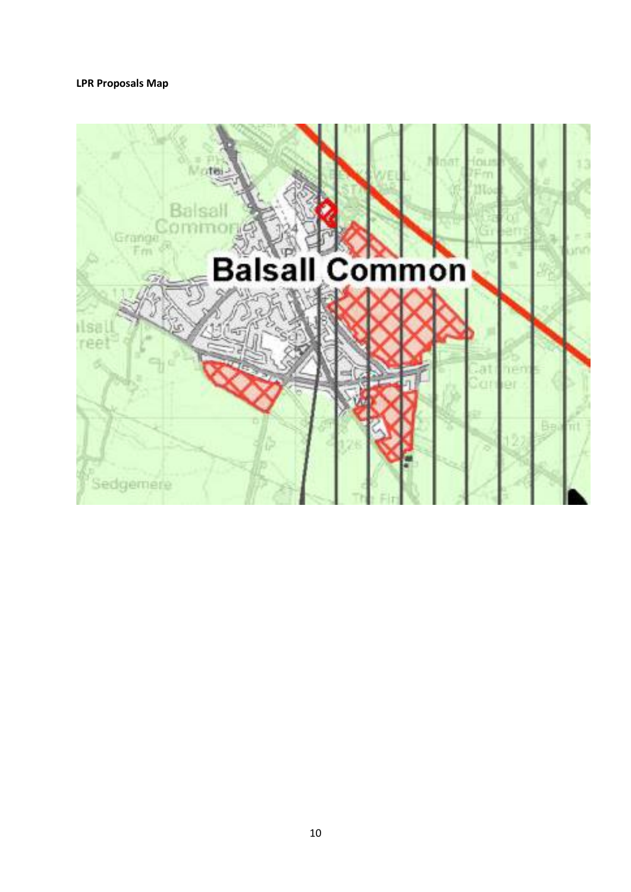**LPR Proposals Map**

Balsall Common